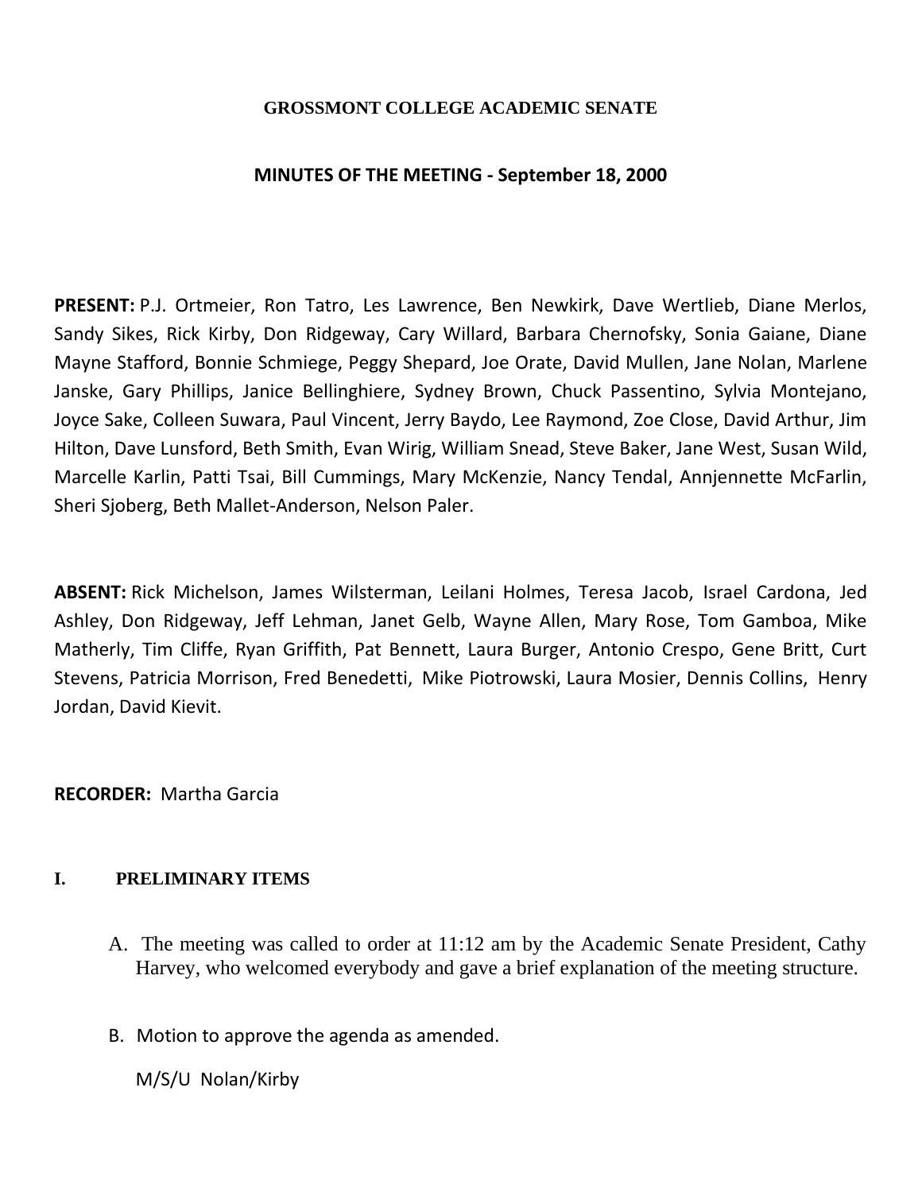# GROSSMONT COLLEGE ACADEMIC SENATE

## MINUTES OF THE MEETING - September 18, 2000

**PRESENT:** P.J. Ortmeier, Ron Tatro, Les Lawrence, Ben Newkirk, Dave Wertlieb, Diane Merlos, Sandy Sikes, Rick Kirby, Don Ridgeway, Cary Willard, Barbara Chernofsky, Sonia Gaiane, Diane Mayne Stafford, Bonnie Schmiege, Peggy Shepard, Joe Orate, David Mullen, Jane Nolan, Marlene Janske, Gary Phillips, Janice Bellinghiere, Sydney Brown, Chuck Passentino, Sylvia Montejano, Joyce Sake, Colleen Suwara, Paul Vincent, Jerry Baydo, Lee Raymond, Zoe Close, David Arthur, Jim Hilton, Dave Lunsford, Beth Smith, Evan Wirig, William Snead, Steve Baker, Jane West, Susan Wild, Marcelle Karlin, Patti Tsai, Bill Cummings, Mary McKenzie, Nancy Tendal, Annjennette McFarlin, Sheri Sjoberg, Beth Mallet-Anderson, Nelson Paler.

**ABSENT:** Rick Michelson, James Wilsterman, Leilani Holmes, Teresa Jacob, Israel Cardona, Jed Ashley, Don Ridgeway, Jeff Lehman, Janet Gelb, Wayne Allen, Mary Rose, Tom Gamboa, Mike Matherly, Tim Cliffe, Ryan Griffith, Pat Bennett, Laura Burger, Antonio Crespo, Gene Britt, Curt Stevens, Patricia Morrison, Fred Benedetti, Mike Piotrowski, Laura Mosier, Dennis Collins, Henry Jordan, David Kievit.

**RECORDER:** Martha Garcia

### I. PRELIMINARY ITEMS

A. The meeting was called to order at 11:12 am by the Academic Senate President, Cathy Harvey, who welcomed everybody and gave a brief explanation of the meeting structure.

B. Motion to approve the agenda as amended.

M/S/U Nolan/Kirby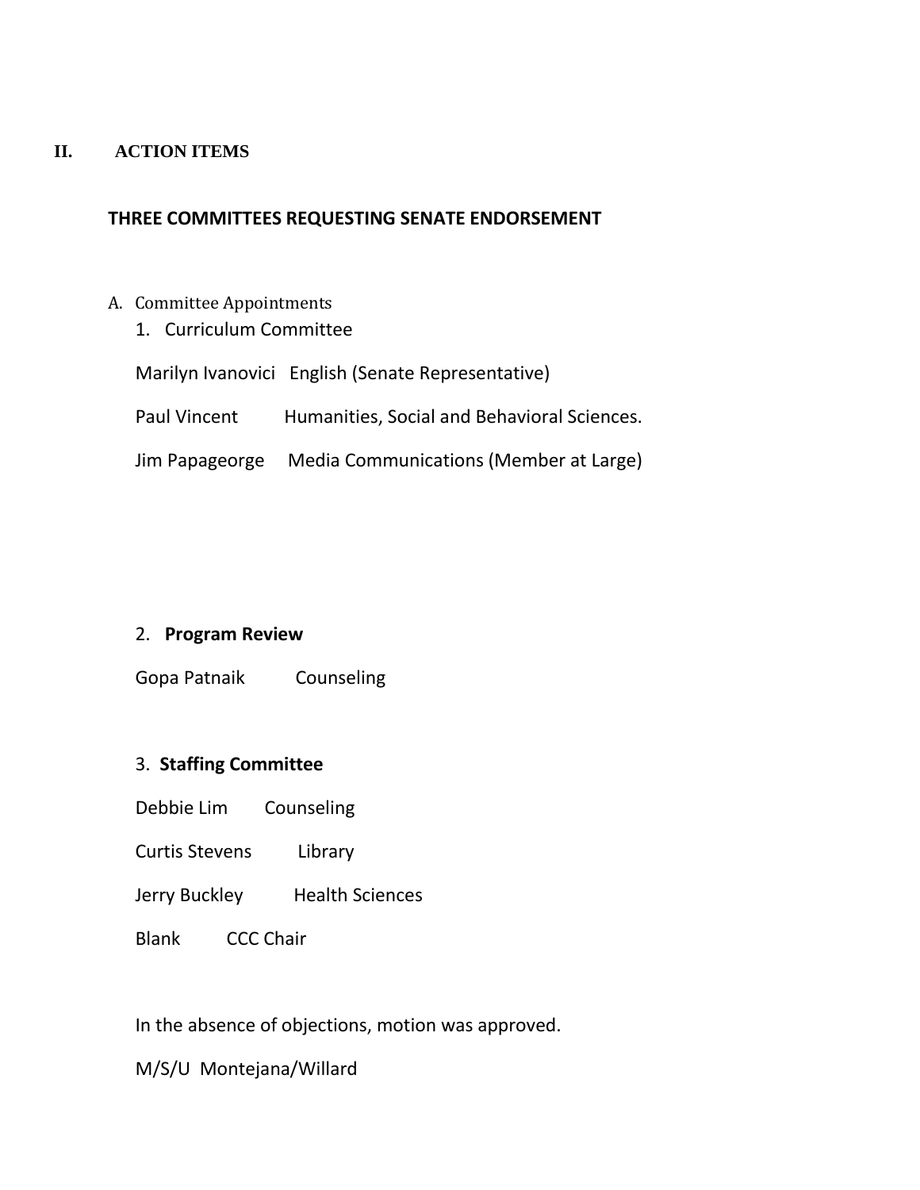## II. ACTION ITEMS

### THREE COMMITTEES REQUESTING SENATE ENDORSEMENT

A. Committee Appointments

1. Curriculum Committee

Marilyn Ivanovici English (Senate Representative)

Paul Vincent Humanities, Social and Behavioral Sciences.

Jim Papageorge Media Communications (Member at Large)

2. **Program Review**

Gopa Patnaik Counseling

3. **Staffing Committee**

Debbie Lim Counseling

Curtis Stevens Library

Jerry Buckley Health Sciences

Blank CCC Chair

In the absence of objections, motion was approved.

M/S/U Montejana/Willard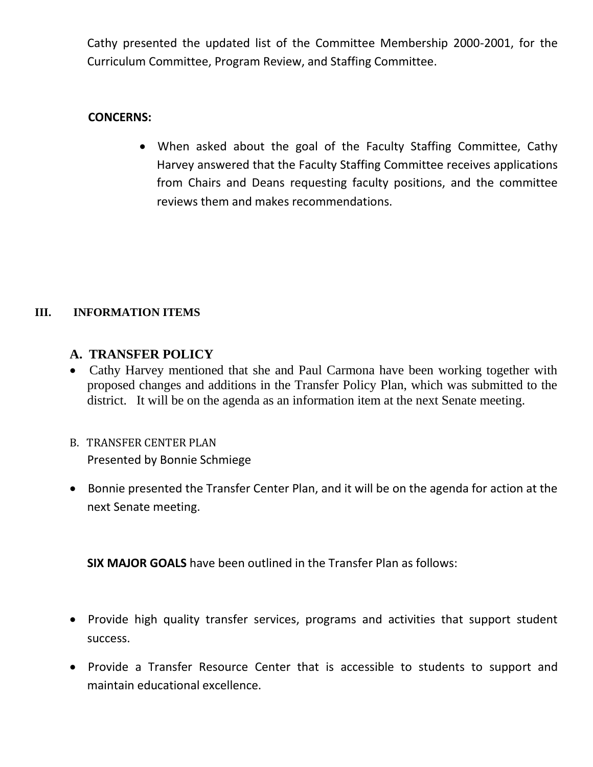Cathy presented the updated list of the Committee Membership 2000-2001, for the Curriculum Committee, Program Review, and Staffing Committee.

**CONCERNS:**

- When asked about the goal of the Faculty Staffing Committee, Cathy Harvey answered that the Faculty Staffing Committee receives applications from Chairs and Deans requesting faculty positions, and the committee reviews them and makes recommendations.

## III. INFORMATION ITEMS

### A. TRANSFER POLICY

- Cathy Harvey mentioned that she and Paul Carmona have been working together with proposed changes and additions in the Transfer Policy Plan, which was submitted to the district. It will be on the agenda as an information item at the next Senate meeting.

### B. TRANSFER CENTER PLAN

Presented by Bonnie Schmiege

- Bonnie presented the Transfer Center Plan, and it will be on the agenda for action at the next Senate meeting.

**SIX MAJOR GOALS** have been outlined in the Transfer Plan as follows:

- Provide high quality transfer services, programs and activities that support student success.
- Provide a Transfer Resource Center that is accessible to students to support and maintain educational excellence.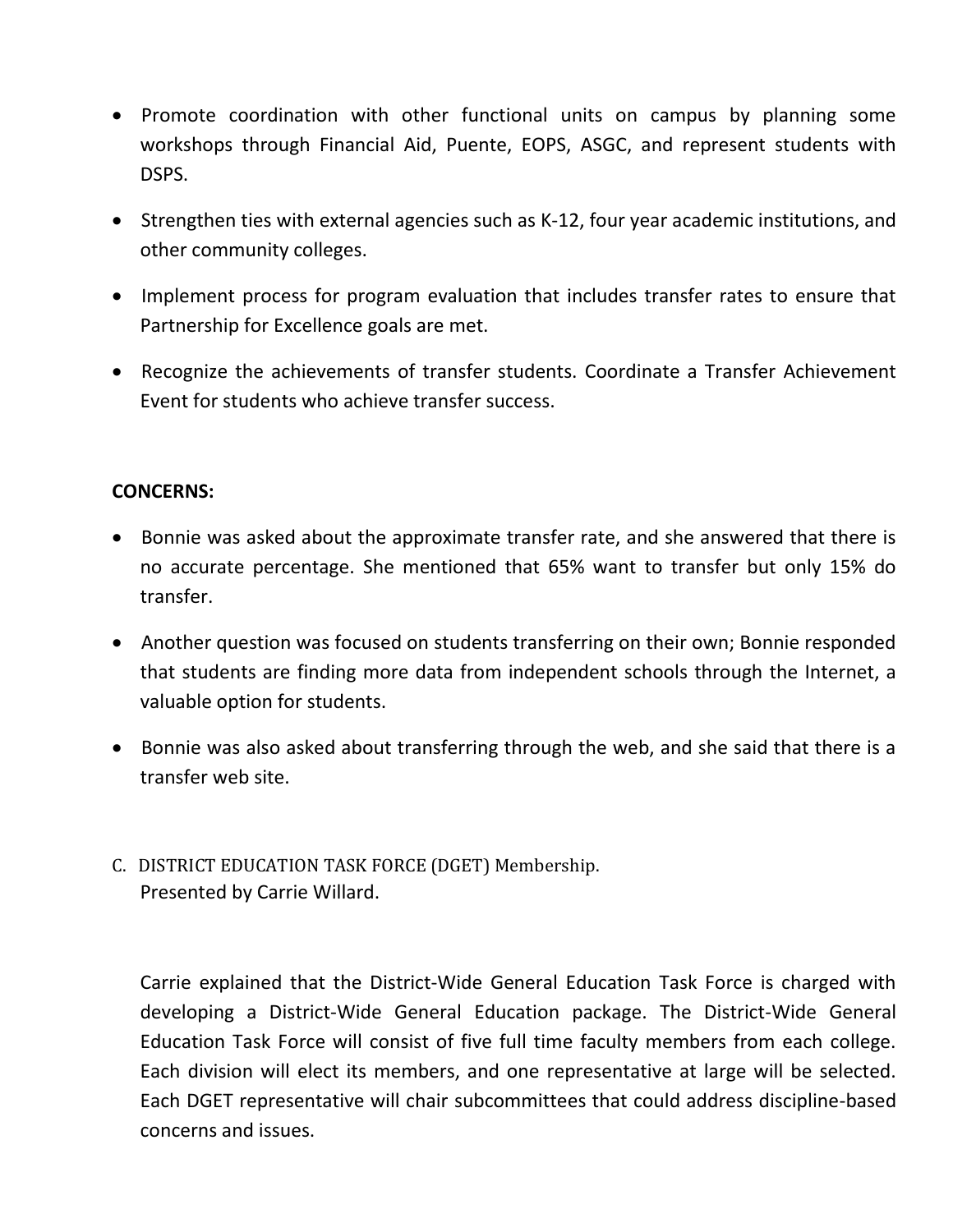- Promote coordination with other functional units on campus by planning some workshops through Financial Aid, Puente, EOPS, ASGC, and represent students with DSPS.
- Strengthen ties with external agencies such as K-12, four year academic institutions, and other community colleges.
- Implement process for program evaluation that includes transfer rates to ensure that Partnership for Excellence goals are met.
- Recognize the achievements of transfer students. Coordinate a Transfer Achievement Event for students who achieve transfer success.

**CONCERNS:**

- Bonnie was asked about the approximate transfer rate, and she answered that there is no accurate percentage. She mentioned that 65% want to transfer but only 15% do transfer.
- Another question was focused on students transferring on their own; Bonnie responded that students are finding more data from independent schools through the Internet, a valuable option for students.
- Bonnie was also asked about transferring through the web, and she said that there is a transfer web site.

C. DISTRICT EDUCATION TASK FORCE (DGET) Membership.
Presented by Carrie Willard.

Carrie explained that the District-Wide General Education Task Force is charged with developing a District-Wide General Education package. The District-Wide General Education Task Force will consist of five full time faculty members from each college. Each division will elect its members, and one representative at large will be selected. Each DGET representative will chair subcommittees that could address discipline-based concerns and issues.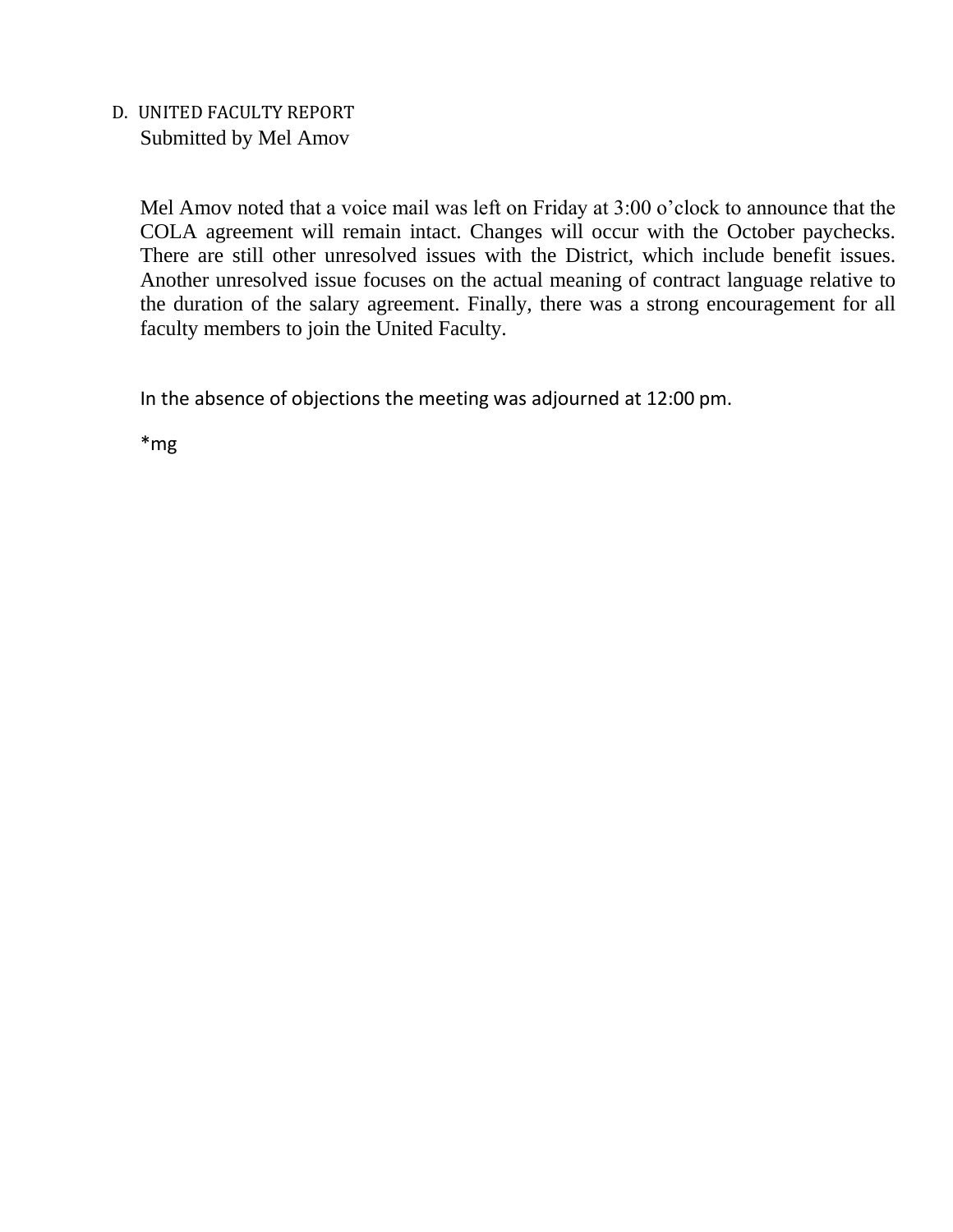### D. UNITED FACULTY REPORT

Submitted by Mel Amov

Mel Amov noted that a voice mail was left on Friday at 3:00 o'clock to announce that the COLA agreement will remain intact. Changes will occur with the October paychecks. There are still other unresolved issues with the District, which include benefit issues. Another unresolved issue focuses on the actual meaning of contract language relative to the duration of the salary agreement. Finally, there was a strong encouragement for all faculty members to join the United Faculty.

In the absence of objections the meeting was adjourned at 12:00 pm.

*mg